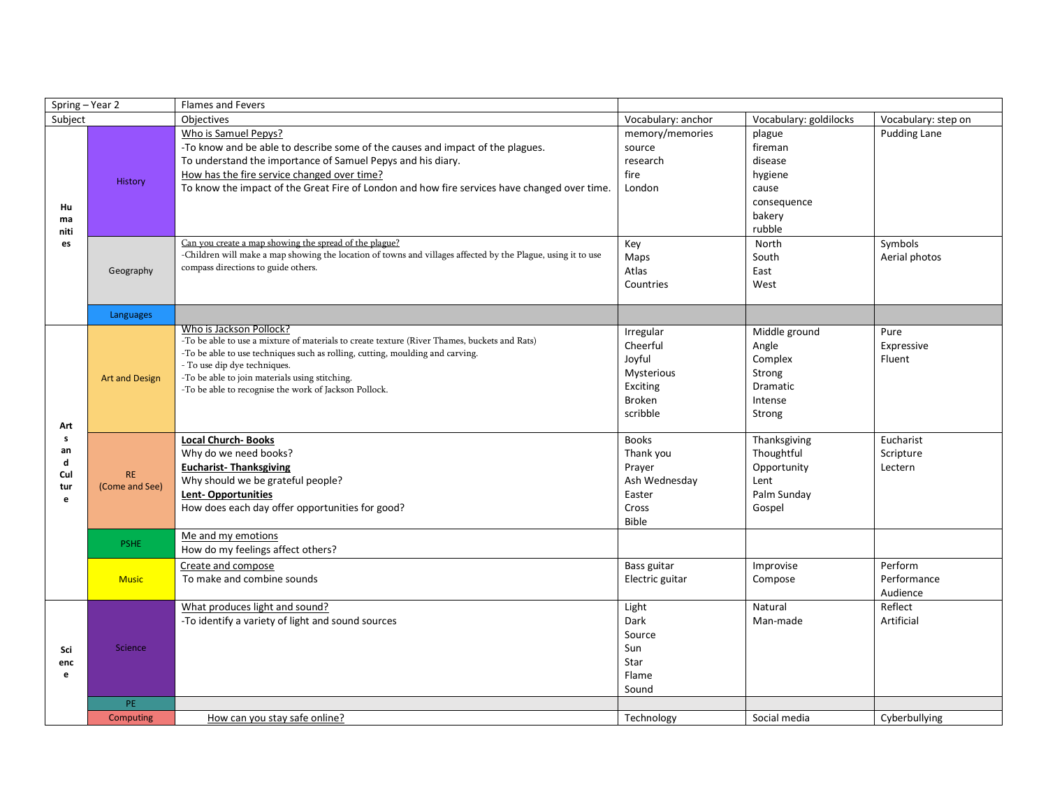| Spring – Year 2 | | Flames and Fevers | | | |
|---|---|---|---|---|---|
| Subject | | Objectives | Vocabulary: anchor | Vocabulary: goldilocks | Vocabulary: step on |
| Humanities | History | Who is Samuel Pepys?<br>-To know and be able to describe some of the causes and impact of the plagues.<br>To understand the importance of Samuel Pepys and his diary.<br>How has the fire service changed over time?<br>To know the impact of the Great Fire of London and how fire services have changed over time. | memory/memories<br>source<br>research<br>fire<br>London | plague<br>fireman<br>disease<br>hygiene<br>cause<br>consequence<br>bakery<br>rubble | Pudding Lane |
| | Geography | Can you create a map showing the spread of the plague?<br>-Children will make a map showing the location of towns and villages affected by the Plague, using it to use compass directions to guide others. | Key<br>Maps<br>Atlas<br>Countries | North<br>South<br>East<br>West | Symbols<br>Aerial photos |
| | Languages | | | | |
| Arts and Culture | Art and Design | Who is Jackson Pollock?<br>-To be able to use a mixture of materials to create texture (River Thames, buckets and Rats)<br>-To be able to use techniques such as rolling, cutting, moulding and carving.<br>- To use dip dye techniques.<br>-To be able to join materials using stitching.<br>-To be able to recognise the work of Jackson Pollock. | Irregular<br>Cheerful<br>Joyful<br>Mysterious<br>Exciting<br>Broken<br>scribble | Middle ground<br>Angle<br>Complex<br>Strong<br>Dramatic<br>Intense<br>Strong | Pure<br>Expressive<br>Fluent |
| | RE (Come and See) | **Local Church- Books**<br>Why do we need books?<br>**Eucharist- Thanksgiving**<br>Why should we be grateful people?<br>**Lent- Opportunities**<br>How does each day offer opportunities for good? | Books<br>Thank you<br>Prayer<br>Ash Wednesday<br>Easter<br>Cross<br>Bible | Thanksgiving<br>Thoughtful<br>Opportunity<br>Lent<br>Palm Sunday<br>Gospel | Eucharist<br>Scripture<br>Lectern |
| | PSHE | Me and my emotions<br>How do my feelings affect others? | | | |
| | Music | Create and compose<br>To make and combine sounds | Bass guitar<br>Electric guitar | Improvise<br>Compose | Perform<br>Performance<br>Audience |
| Science | Science | What produces light and sound?<br>-To identify a variety of light and sound sources | Light<br>Dark<br>Source<br>Sun<br>Star<br>Flame<br>Sound | Natural<br>Man-made | Reflect<br>Artificial |
| | PE | | | | |
| | Computing | How can you stay safe online? | Technology | Social media | Cyberbullying |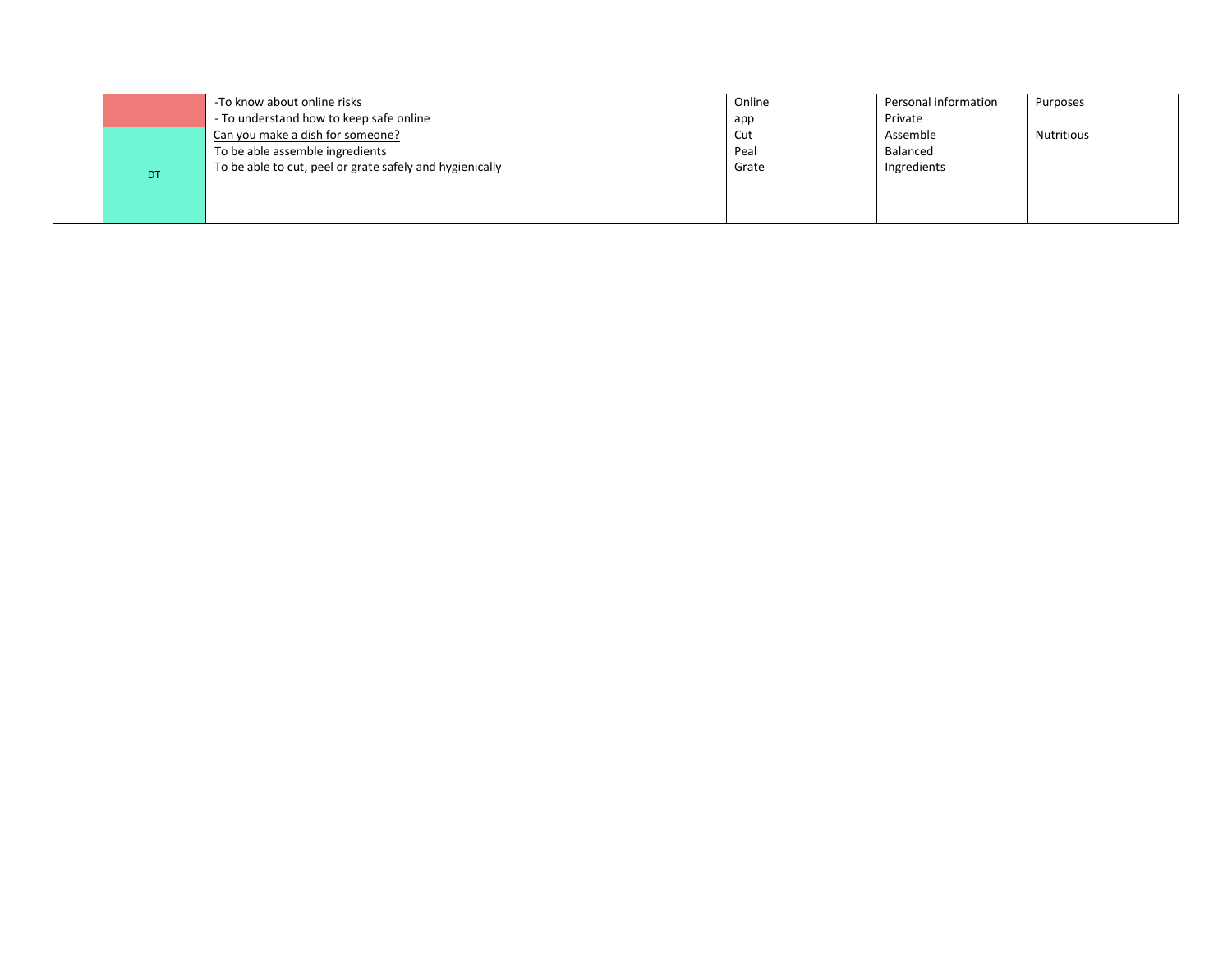| | | | | | |
|---|---|---|---|---|---|
| | | -To know about online risks<br>- To understand how to keep safe online | Online<br>app | Personal information<br>Private | Purposes |
| | DT | Can you make a dish for someone?<br>To be able assemble ingredients<br>To be able to cut, peel or grate safely and hygienically | Cut<br>Peal<br>Grate | Assemble<br>Balanced<br>Ingredients | Nutritious |